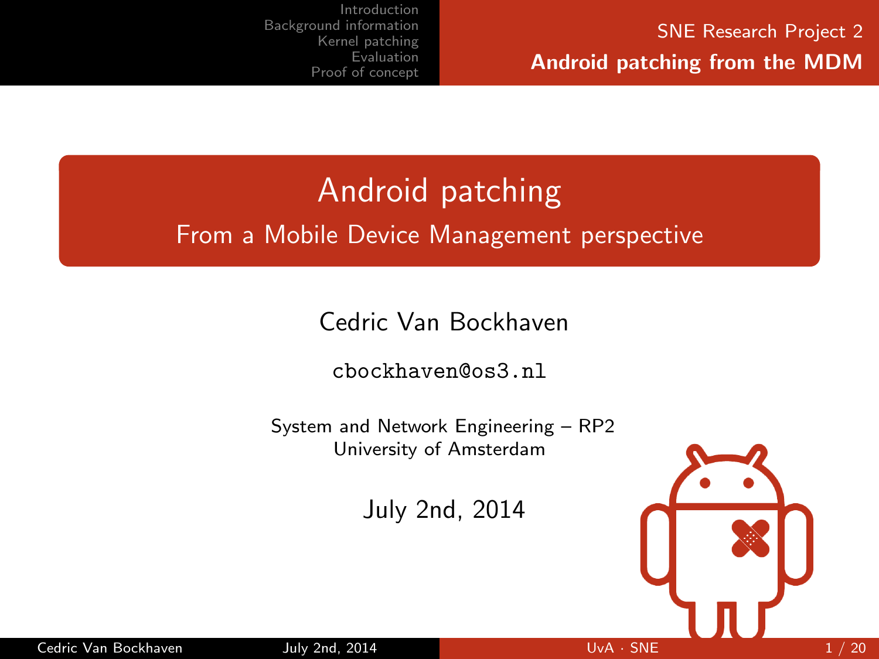# Android patching

## From a Mobile Device Management perspective

Cedric Van Bockhaven

cbockhaven@os3.nl

System and Network Engineering – RP2
University of Amsterdam

July 2nd, 2014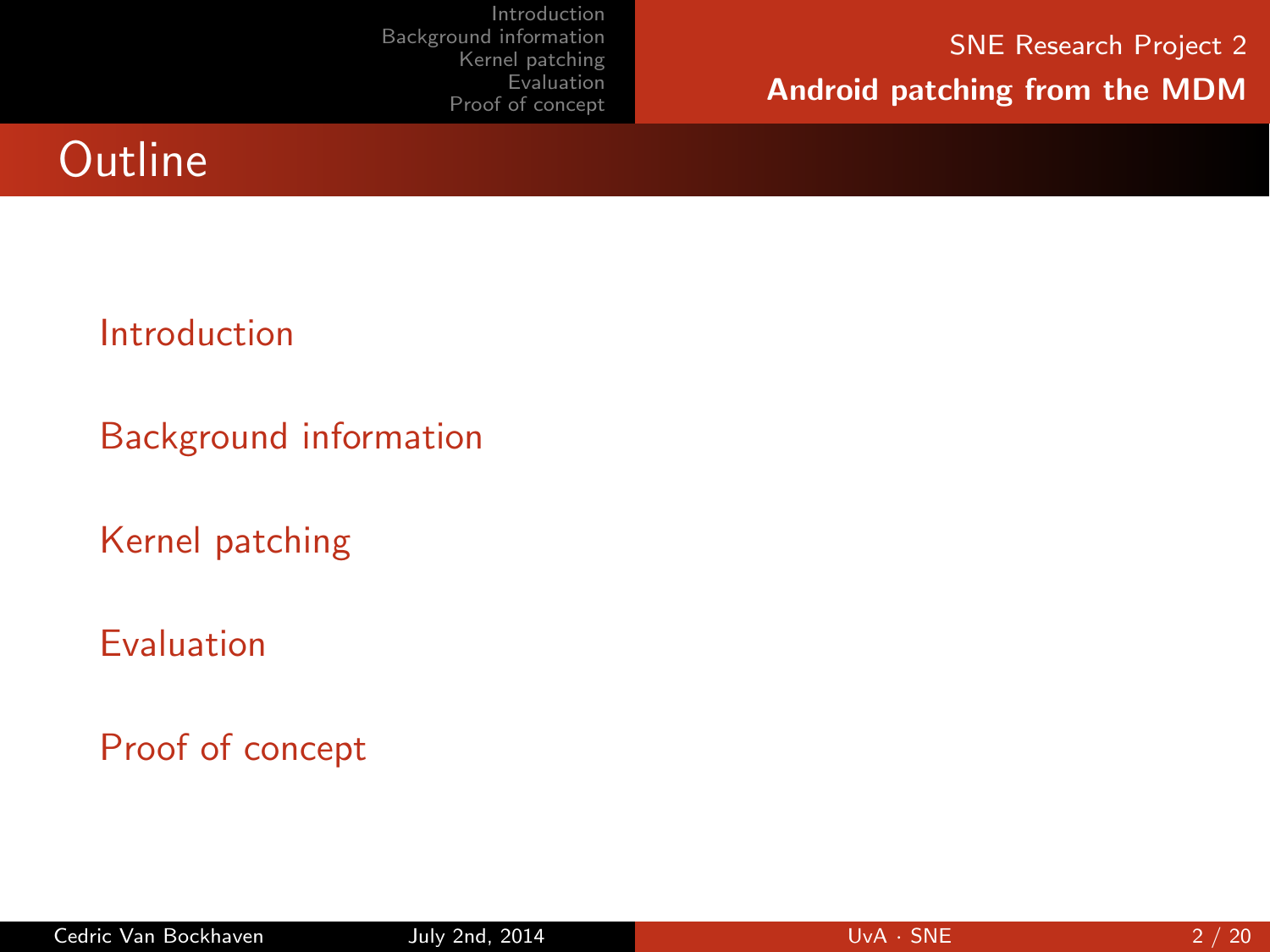# Outline

- Introduction
- Background information
- Kernel patching
- Evaluation
- Proof of concept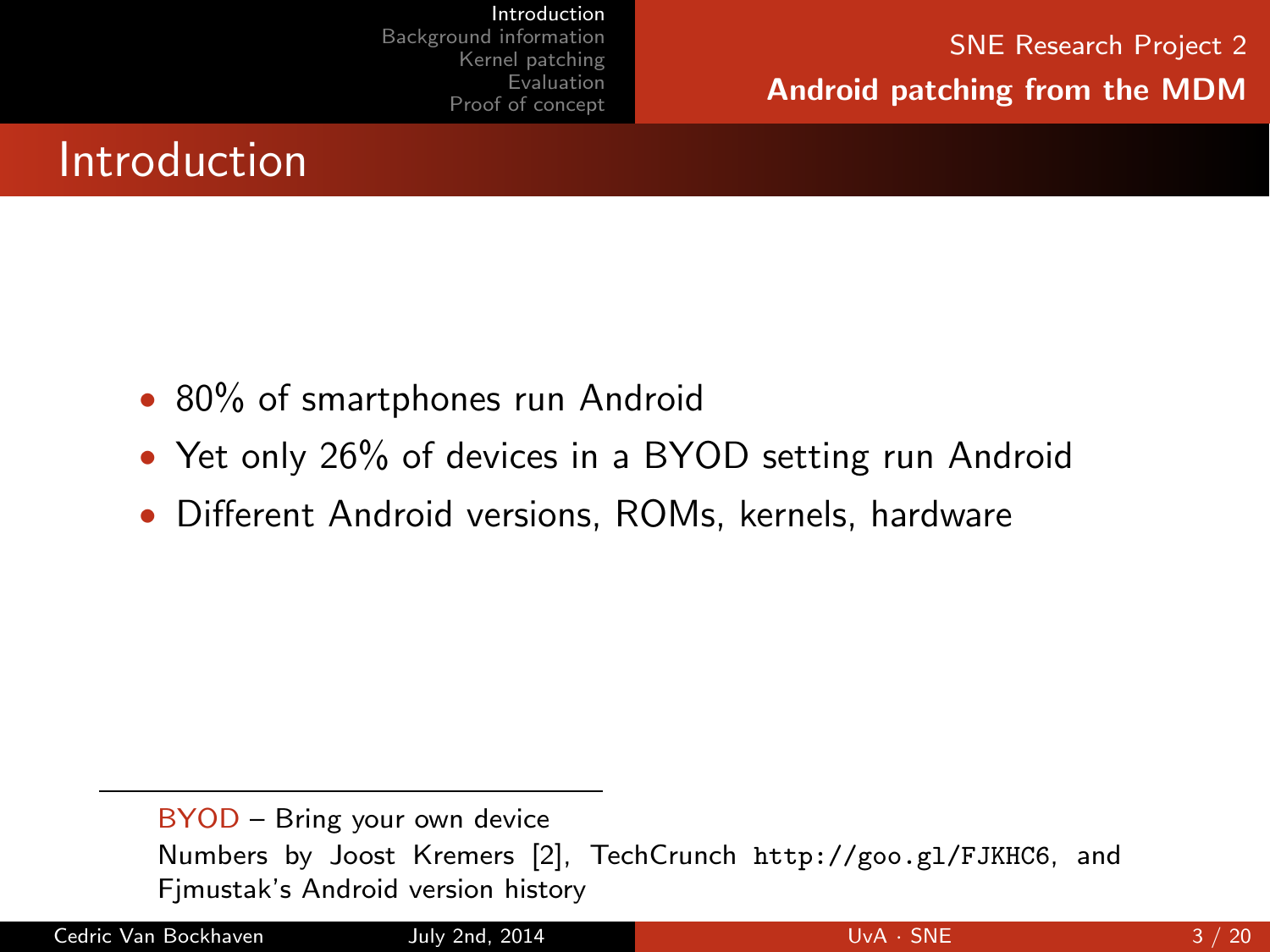# Introduction

- 80% of smartphones run Android
- Yet only 26% of devices in a BYOD setting run Android
- Different Android versions, ROMs, kernels, hardware

---

BYOD – Bring your own device
Numbers by Joost Kremers [2], TechCrunch `http://goo.gl/FJKHC6`, and Fjmustak's Android version history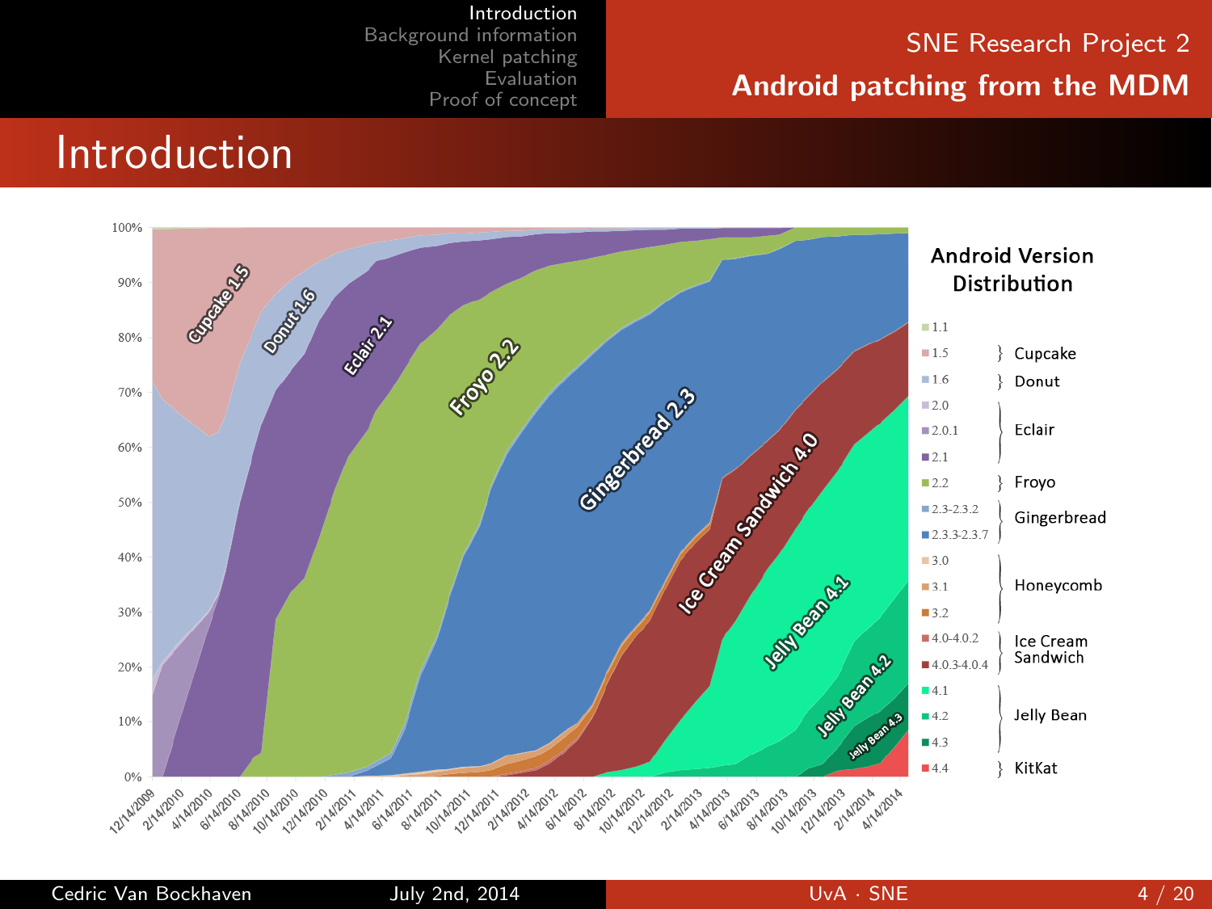# Introduction

**Android Version Distribution**

- 1.1
- 1.5 } Cupcake
- 1.6 } Donut
- 2.0, 2.0.1, 2.1 } Eclair
- 2.2 } Froyo
- 2.3-2.3.2, 2.3.3-2.3.7 } Gingerbread
- 3.0, 3.1, 3.2 } Honeycomb
- 4.0-4.0.2, 4.0.3-4.0.4 } Ice Cream Sandwich
- 4.1, 4.2, 4.3 } Jelly Bean
- 4.4 } KitKat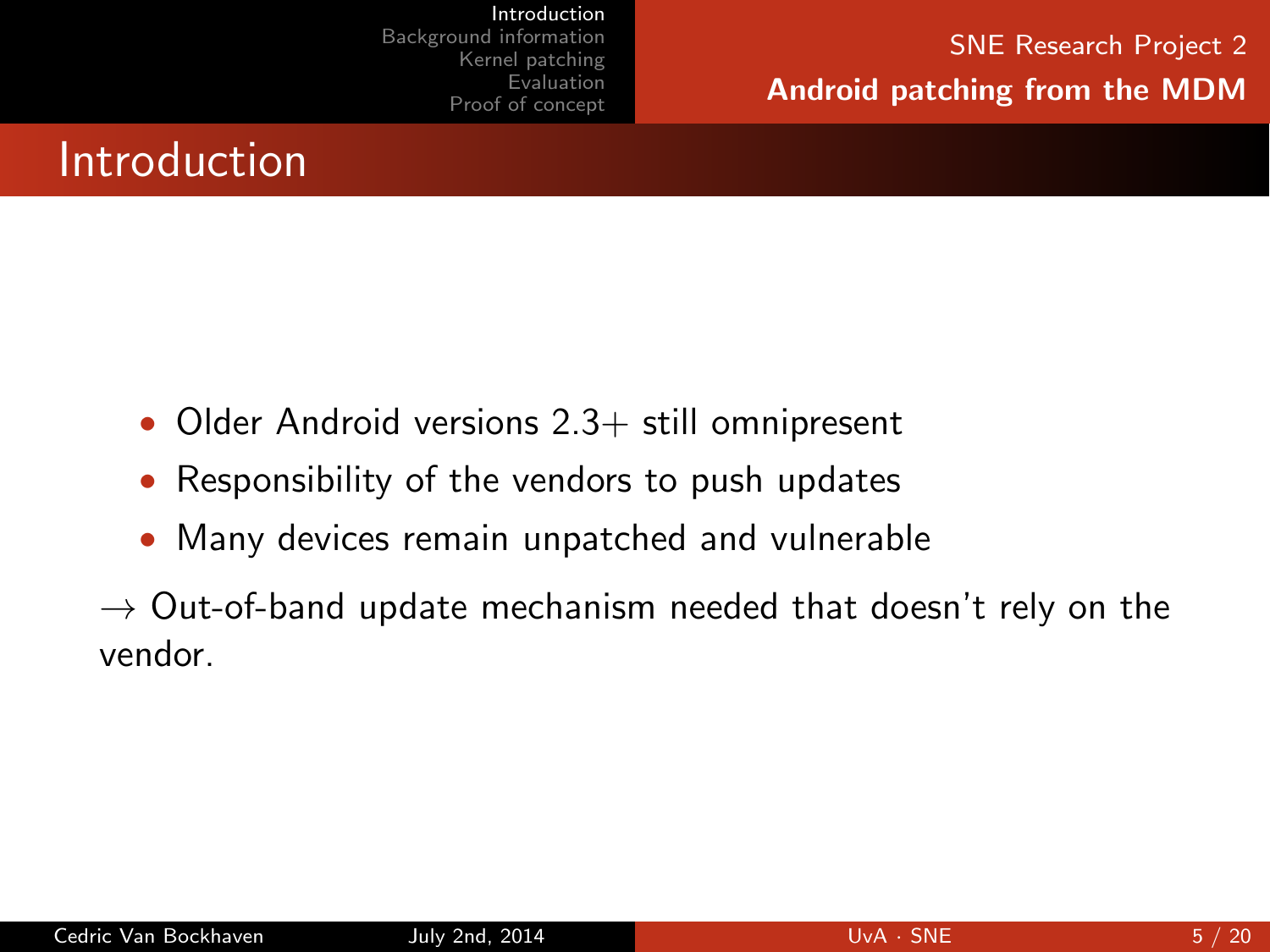# Introduction

- Older Android versions 2.3+ still omnipresent
- Responsibility of the vendors to push updates
- Many devices remain unpatched and vulnerable

→ Out-of-band update mechanism needed that doesn't rely on the vendor.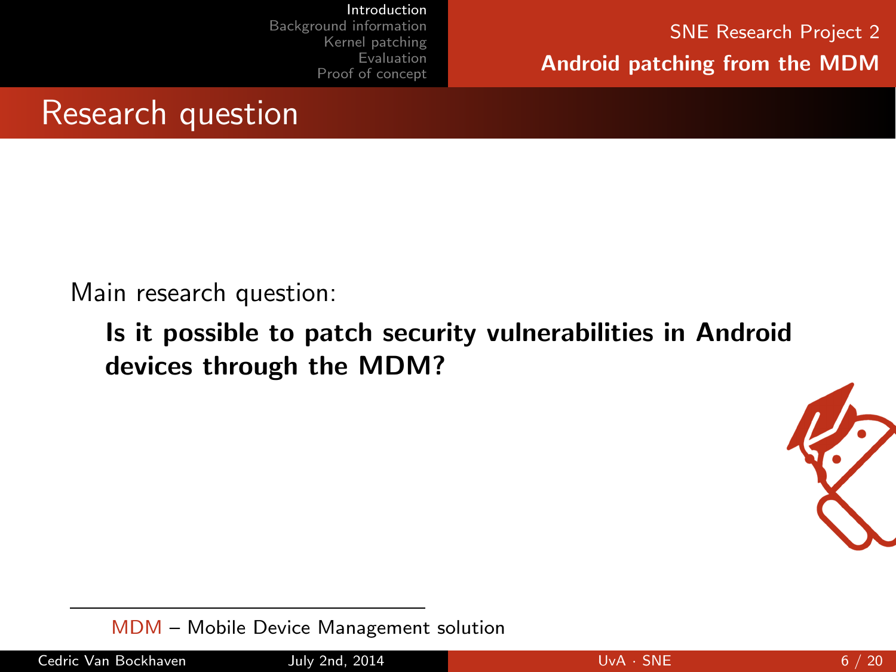# Research question

Main research question:

**Is it possible to patch security vulnerabilities in Android devices through the MDM?**

---

MDM – Mobile Device Management solution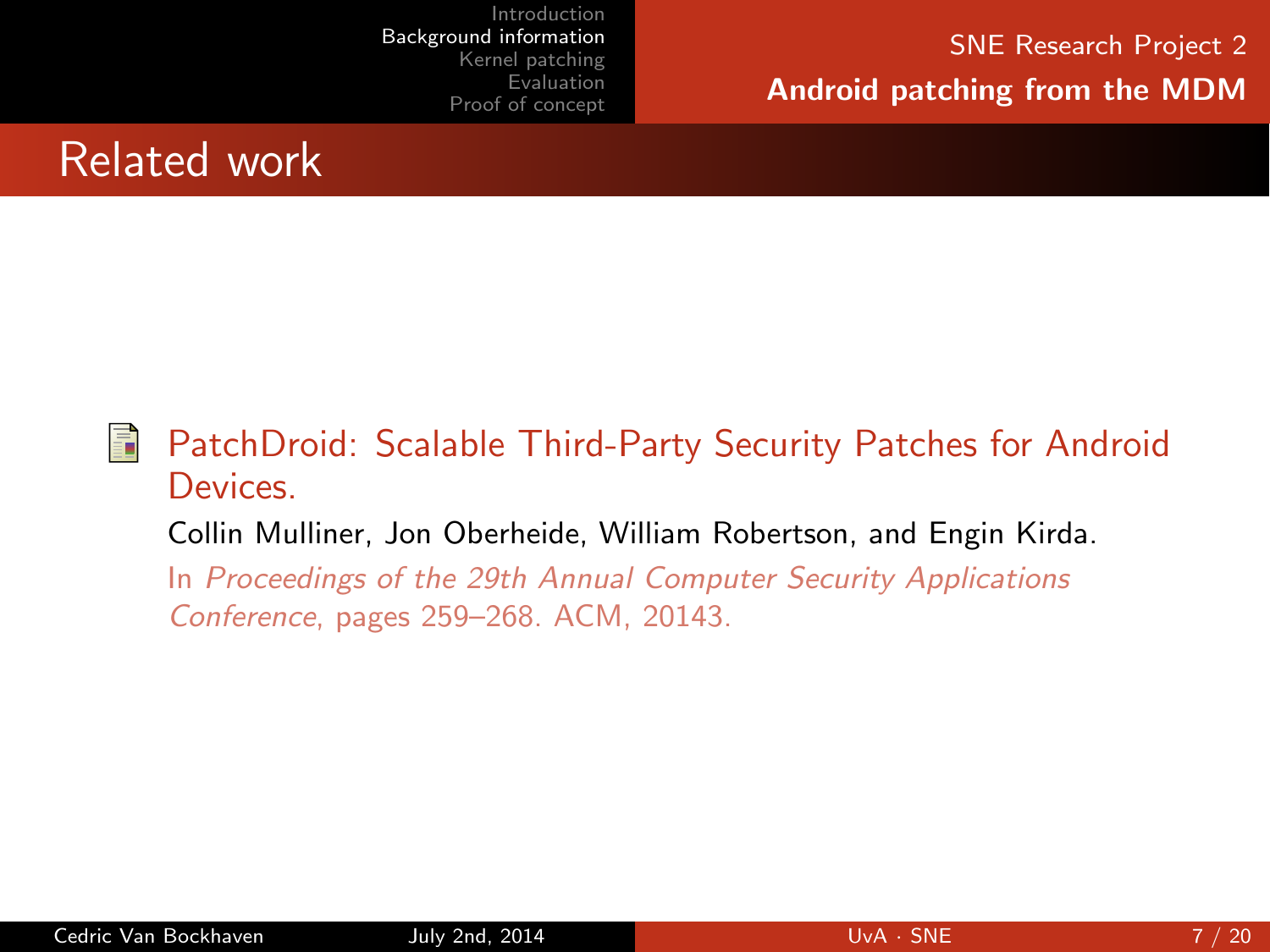## Related work

PatchDroid: Scalable Third-Party Security Patches for Android Devices.

Collin Mulliner, Jon Oberheide, William Robertson, and Engin Kirda.

In *Proceedings of the 29th Annual Computer Security Applications Conference*, pages 259–268. ACM, 20143.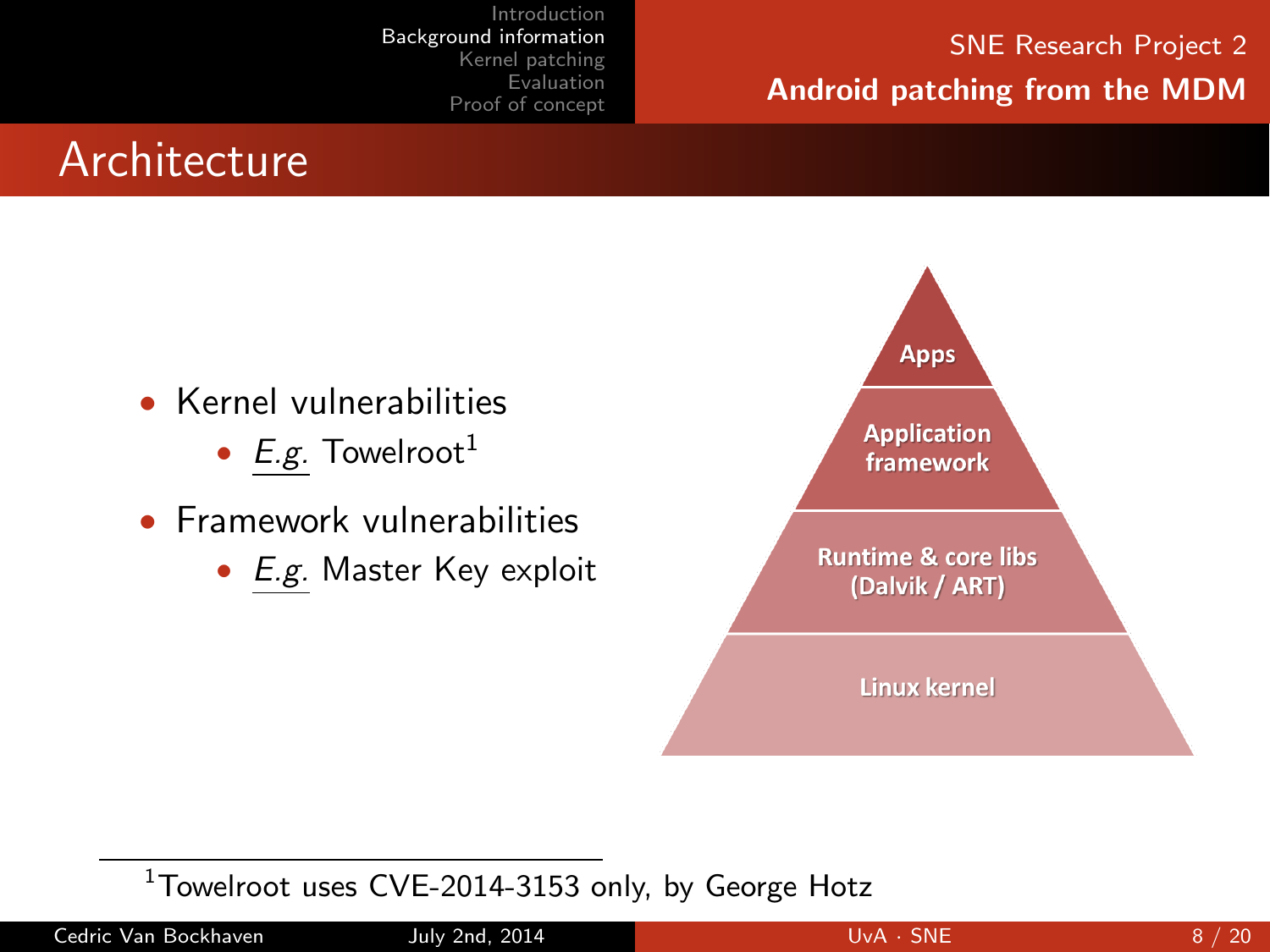## Architecture

- Kernel vulnerabilities
  - *E.g.* Towelroot[1]
- Framework vulnerabilities
  - *E.g.* Master Key exploit

Apps

Application framework

Runtime & core libs (Dalvik / ART)

Linux kernel

[1] Towelroot uses CVE-2014-3153 only, by George Hotz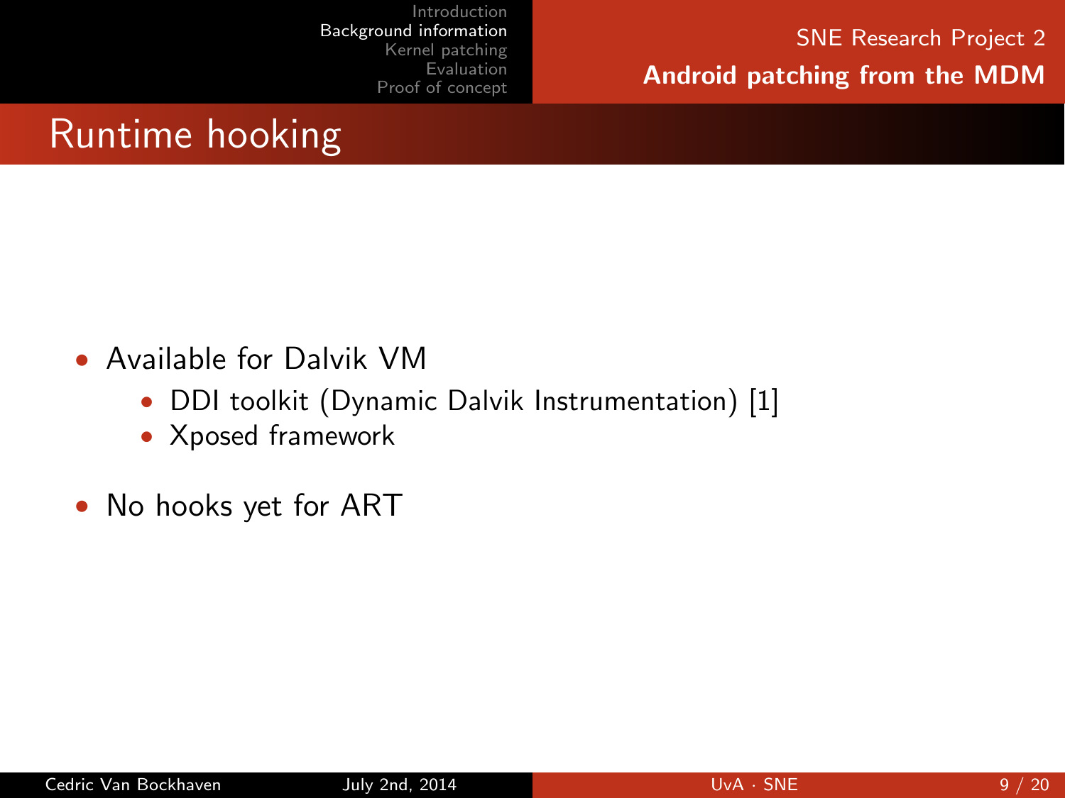# Runtime hooking

- Available for Dalvik VM
  - DDI toolkit (Dynamic Dalvik Instrumentation) [1]
  - Xposed framework
- No hooks yet for ART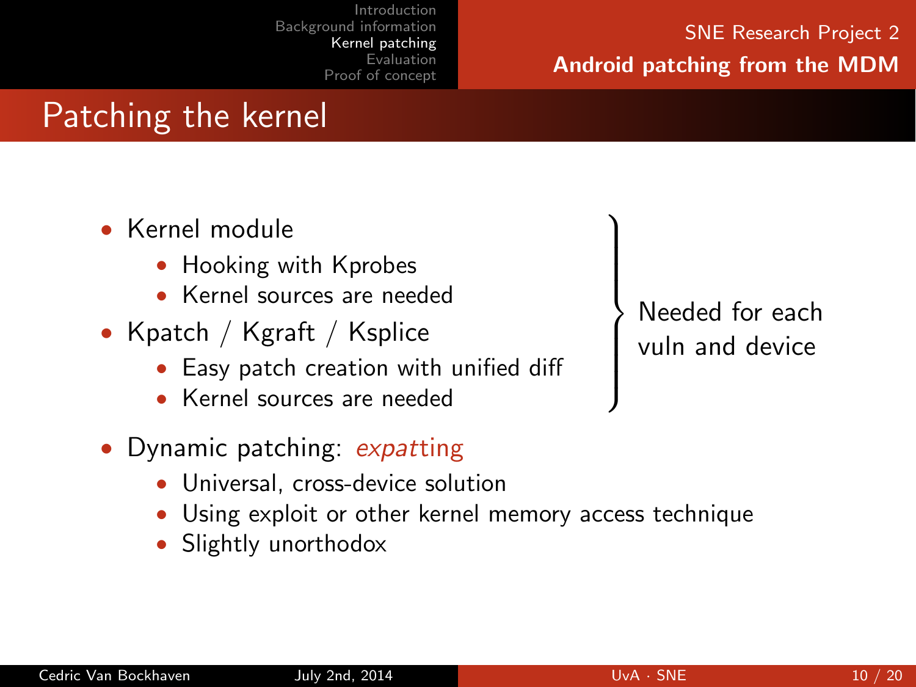# Patching the kernel

- Kernel module
  - Hooking with Kprobes
  - Kernel sources are needed
- Kpatch / Kgraft / Ksplice
  - Easy patch creation with unified diff
  - Kernel sources are needed

} Needed for each vuln and device

- Dynamic patching: *expatting*
  - Universal, cross-device solution
  - Using exploit or other kernel memory access technique
  - Slightly unorthodox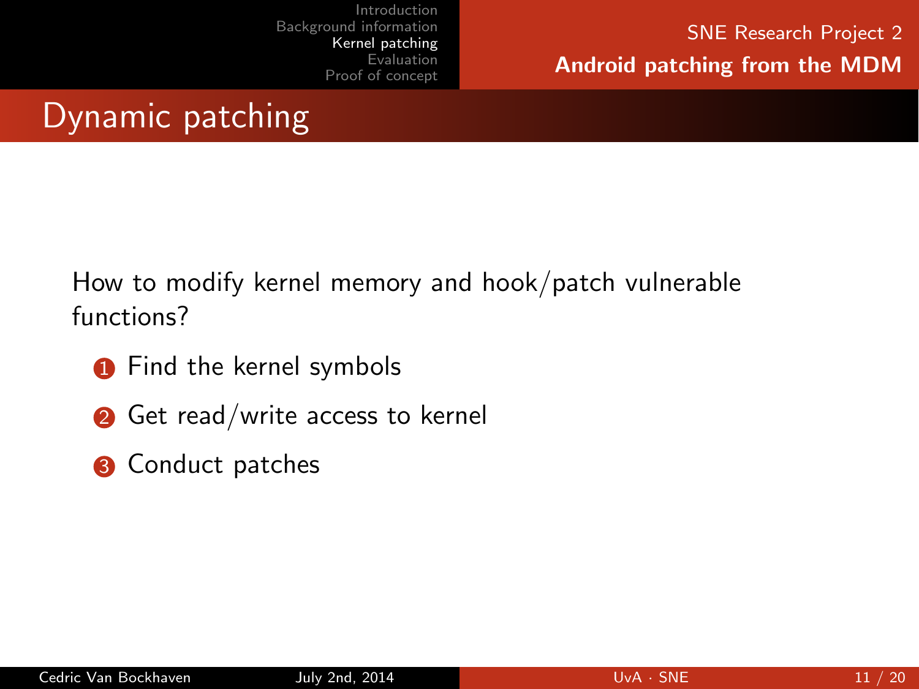# Dynamic patching

How to modify kernel memory and hook/patch vulnerable functions?

1. Find the kernel symbols
2. Get read/write access to kernel
3. Conduct patches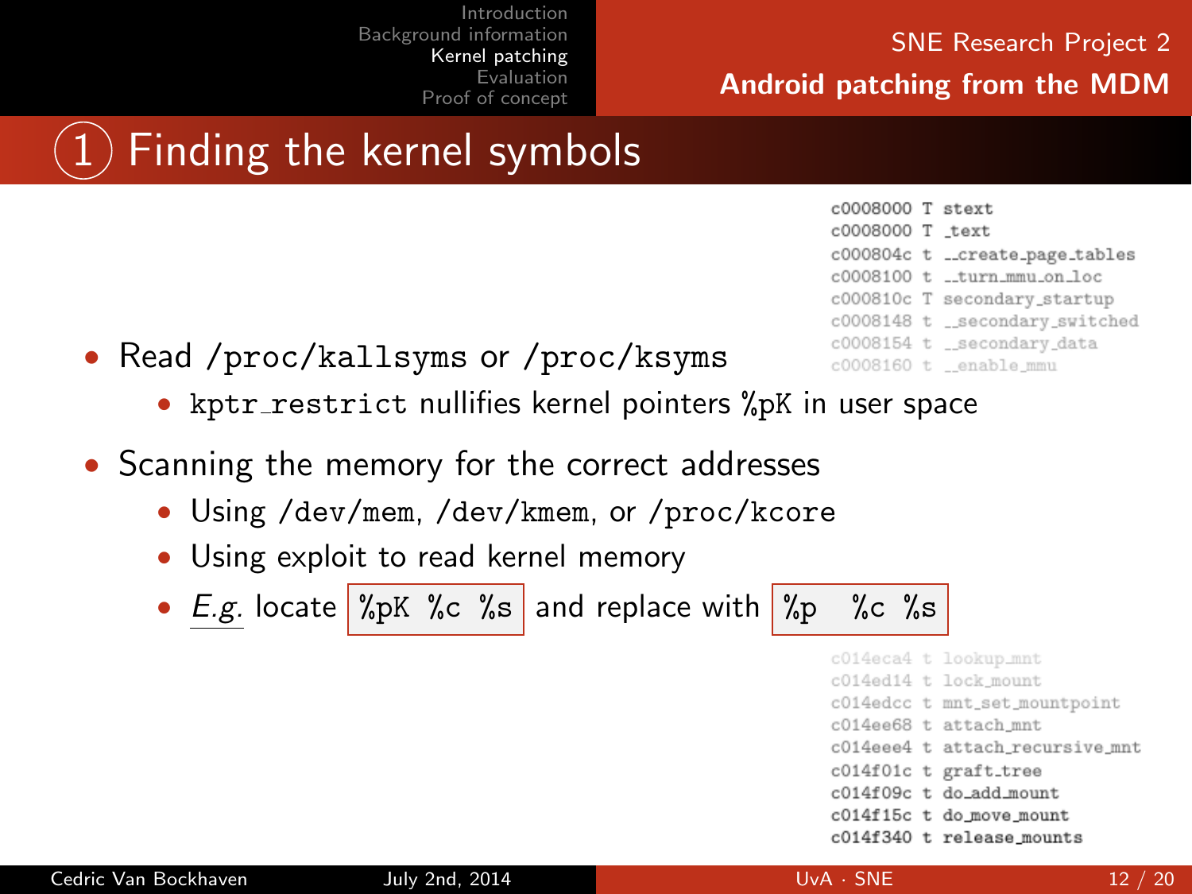# ① Finding the kernel symbols

```
c0008000 T stext
c0008000 T _text
c000804c t __create_page_tables
c0008100 t __turn_mmu_on_loc
c000810c T secondary_startup
c0008148 t __secondary_switched
c0008154 t __secondary_data
c0008160 t __enable_mmu
```

- Read `/proc/kallsyms` or `/proc/ksyms`
  - `kptr_restrict` nullifies kernel pointers `%pK` in user space
- Scanning the memory for the correct addresses
  - Using `/dev/mem`, `/dev/kmem`, or `/proc/kcore`
  - Using exploit to read kernel memory
  - *E.g.* locate `%pK %c %s` and replace with `%p  %c %s`

```
c014eca4 t lookup_mnt
c014ed14 t lock_mount
c014edcc t mnt_set_mountpoint
c014ee68 t attach_mnt
c014eee4 t attach_recursive_mnt
c014f01c t graft_tree
c014f09c t do_add_mount
c014f15c t do_move_mount
c014f340 t release_mounts
```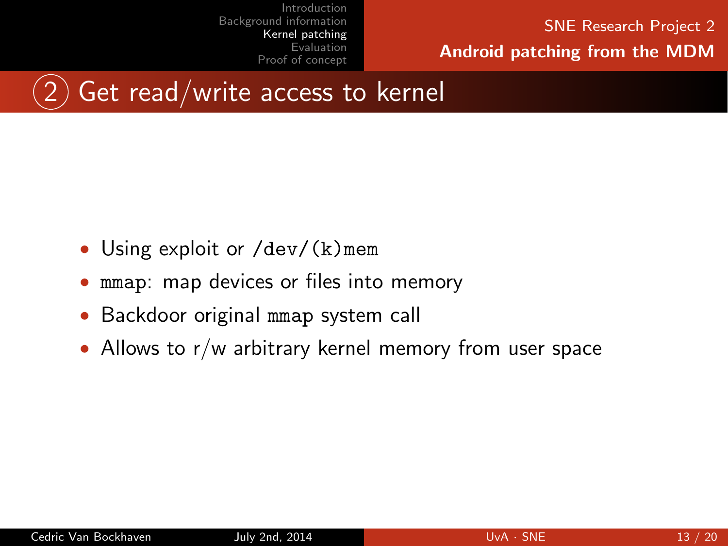# ② Get read/write access to kernel

- Using exploit or `/dev/(k)mem`
- `mmap`: map devices or files into memory
- Backdoor original `mmap` system call
- Allows to r/w arbitrary kernel memory from user space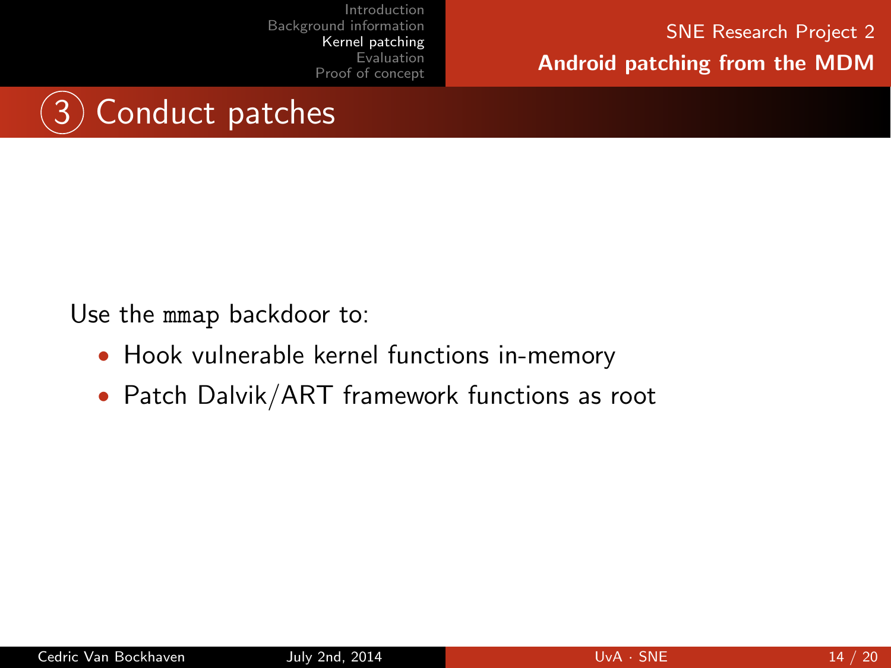# 3 Conduct patches

Use the `mmap` backdoor to:

- Hook vulnerable kernel functions in-memory
- Patch Dalvik/ART framework functions as root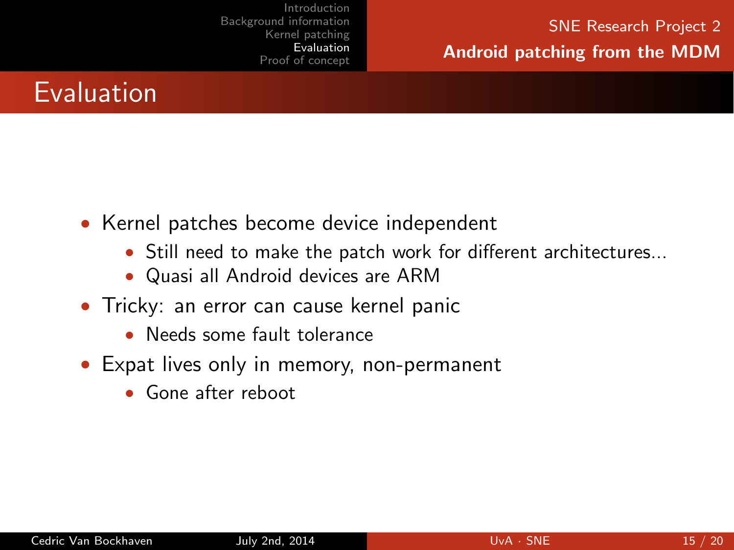# Evaluation

- Kernel patches become device independent
  - Still need to make the patch work for different architectures...
  - Quasi all Android devices are ARM
- Tricky: an error can cause kernel panic
  - Needs some fault tolerance
- Expat lives only in memory, non-permanent
  - Gone after reboot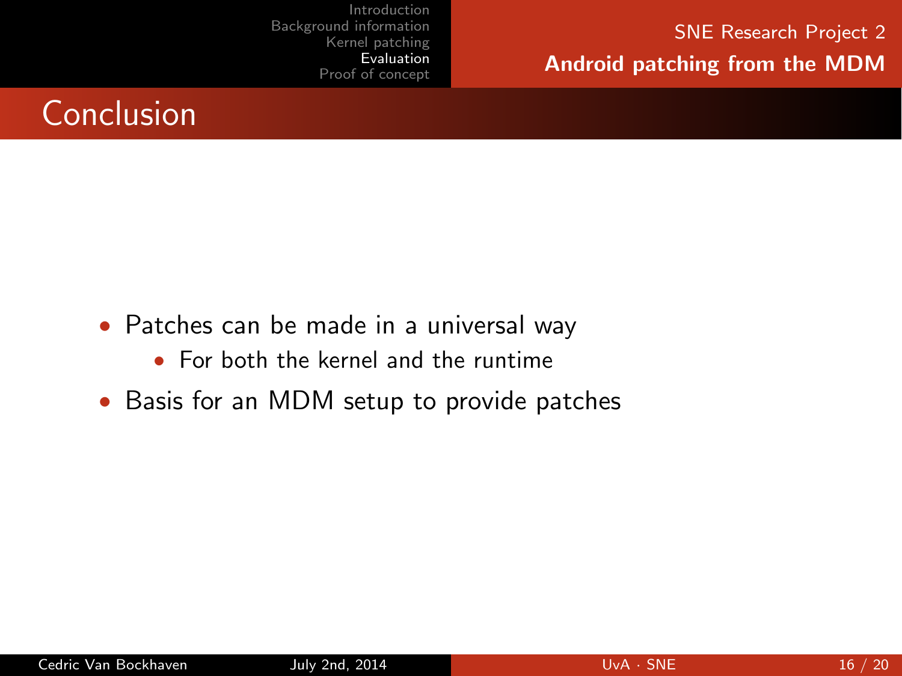# Conclusion

- Patches can be made in a universal way
  - For both the kernel and the runtime
- Basis for an MDM setup to provide patches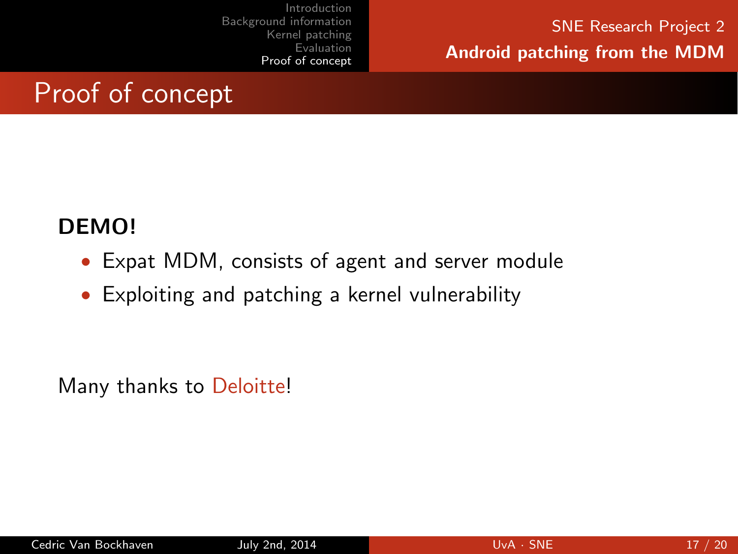# Proof of concept

**DEMO!**

- Expat MDM, consists of agent and server module
- Exploiting and patching a kernel vulnerability

Many thanks to Deloitte!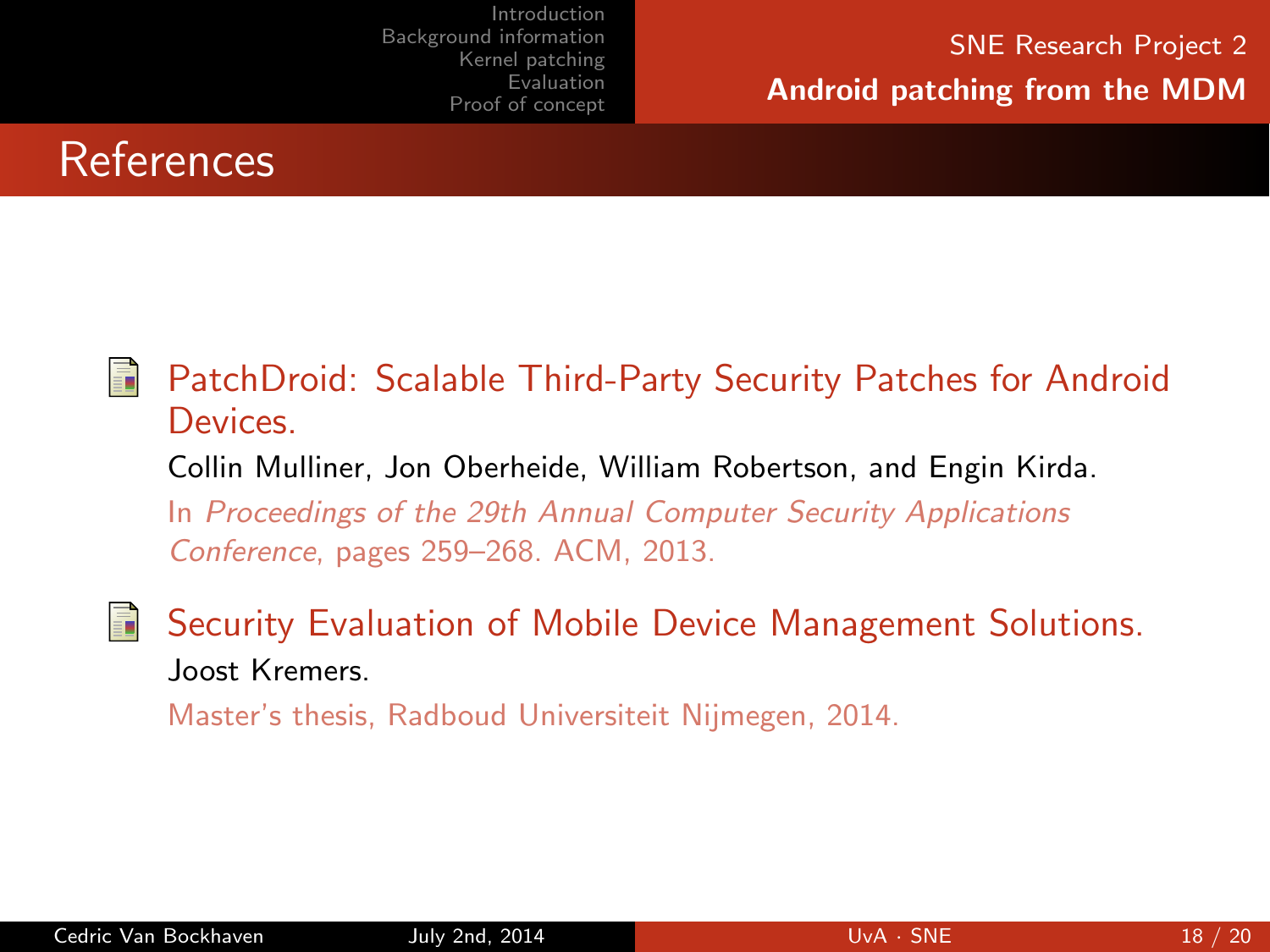# References

- PatchDroid: Scalable Third-Party Security Patches for Android Devices.
  Collin Mulliner, Jon Oberheide, William Robertson, and Engin Kirda.
  In *Proceedings of the 29th Annual Computer Security Applications Conference*, pages 259–268. ACM, 2013.

- Security Evaluation of Mobile Device Management Solutions.
  Joost Kremers.
  Master's thesis, Radboud Universiteit Nijmegen, 2014.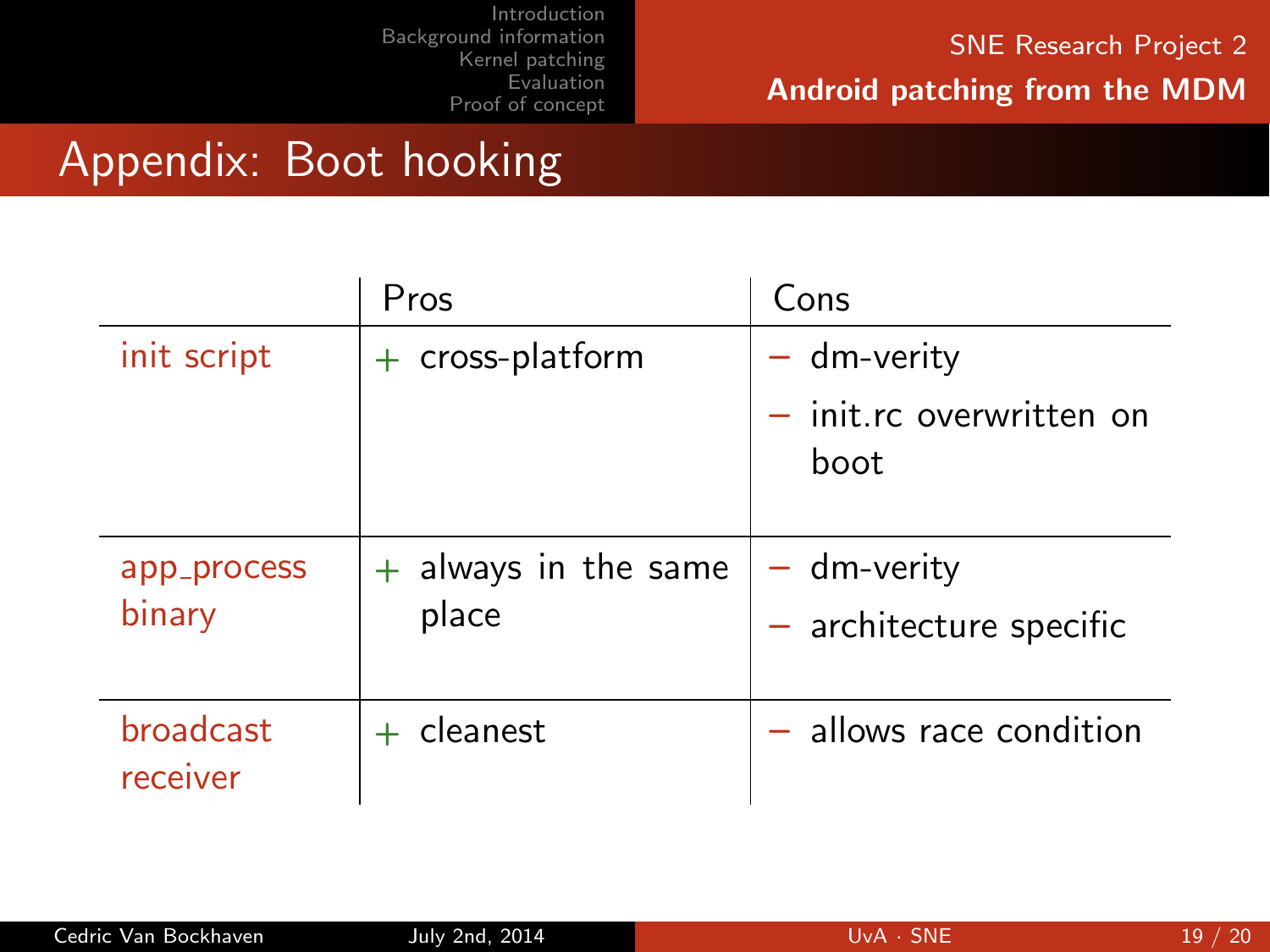# Appendix: Boot hooking

| | Pros | Cons |
|---|---|---|
| init script | + cross-platform | − dm-verity<br>− init.rc overwritten on boot |
| app_process binary | + always in the same place | − dm-verity<br>− architecture specific |
| broadcast receiver | + cleanest | − allows race condition |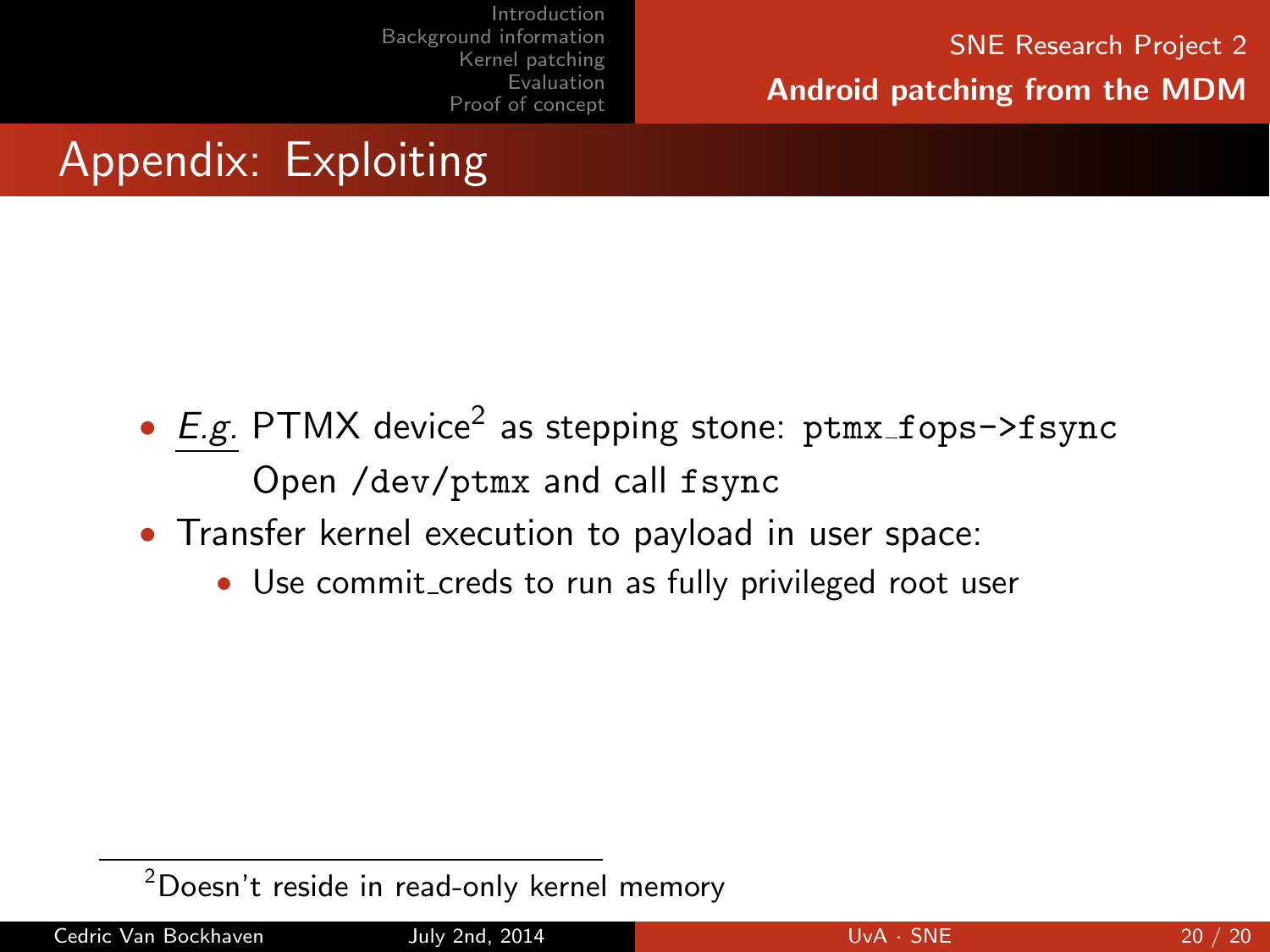## Appendix: Exploiting

- *E.g.* PTMX device[2] as stepping stone: `ptmx_fops->fsync`
  Open `/dev/ptmx` and call `fsync`
- Transfer kernel execution to payload in user space:
  - Use commit_creds to run as fully privileged root user

[2] Doesn't reside in read-only kernel memory